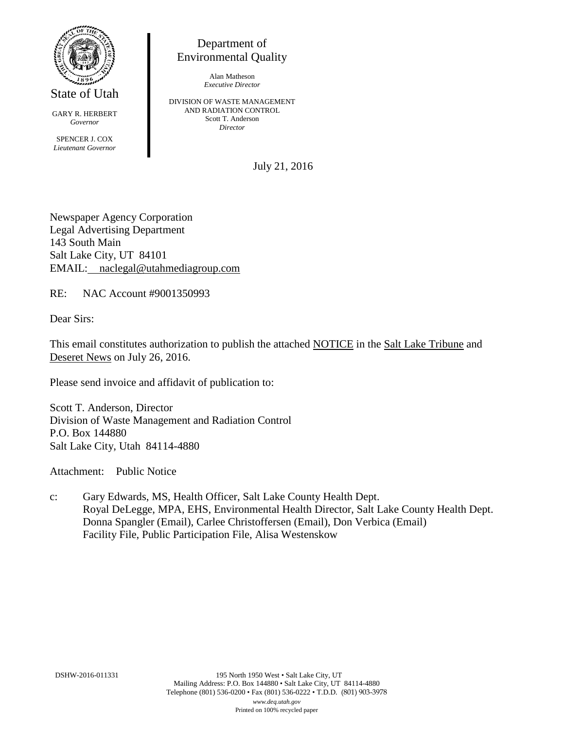State of Utah

GARY R. HERBERT
*Governor*

SPENCER J. COX
*Lieutenant Governor*

Department of
Environmental Quality

Alan Matheson
*Executive Director*

DIVISION OF WASTE MANAGEMENT
AND RADIATION CONTROL
Scott T. Anderson
*Director*

July 21, 2016

Newspaper Agency Corporation
Legal Advertising Department
143 South Main
Salt Lake City, UT 84101
EMAIL: naclegal@utahmediagroup.com

RE: NAC Account #9001350993

Dear Sirs:

This email constitutes authorization to publish the attached NOTICE in the Salt Lake Tribune and Deseret News on July 26, 2016.

Please send invoice and affidavit of publication to:

Scott T. Anderson, Director
Division of Waste Management and Radiation Control
P.O. Box 144880
Salt Lake City, Utah 84114-4880

Attachment: Public Notice

c: Gary Edwards, MS, Health Officer, Salt Lake County Health Dept.
Royal DeLegge, MPA, EHS, Environmental Health Director, Salt Lake County Health Dept.
Donna Spangler (Email), Carlee Christoffersen (Email), Don Verbica (Email)
Facility File, Public Participation File, Alisa Westenskow

DSHW-2016-011331

195 North 1950 West • Salt Lake City, UT
Mailing Address: P.O. Box 144880 • Salt Lake City, UT 84114-4880
Telephone (801) 536-0200 • Fax (801) 536-0222 • T.D.D. (801) 903-3978
*www.deq.utah.gov*
Printed on 100% recycled paper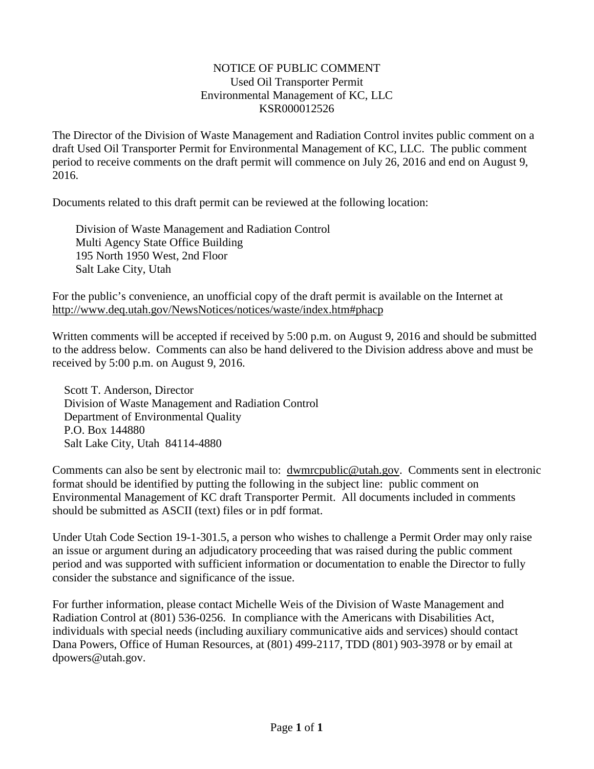# NOTICE OF PUBLIC COMMENT

Used Oil Transporter Permit
Environmental Management of KC, LLC
KSR000012526

The Director of the Division of Waste Management and Radiation Control invites public comment on a draft Used Oil Transporter Permit for Environmental Management of KC, LLC. The public comment period to receive comments on the draft permit will commence on July 26, 2016 and end on August 9, 2016.

Documents related to this draft permit can be reviewed at the following location:

Division of Waste Management and Radiation Control
Multi Agency State Office Building
195 North 1950 West, 2nd Floor
Salt Lake City, Utah

For the public's convenience, an unofficial copy of the draft permit is available on the Internet at http://www.deq.utah.gov/NewsNotices/notices/waste/index.htm#phacp

Written comments will be accepted if received by 5:00 p.m. on August 9, 2016 and should be submitted to the address below. Comments can also be hand delivered to the Division address above and must be received by 5:00 p.m. on August 9, 2016.

Scott T. Anderson, Director
Division of Waste Management and Radiation Control
Department of Environmental Quality
P.O. Box 144880
Salt Lake City, Utah 84114-4880

Comments can also be sent by electronic mail to: dwmrcpublic@utah.gov. Comments sent in electronic format should be identified by putting the following in the subject line: public comment on Environmental Management of KC draft Transporter Permit. All documents included in comments should be submitted as ASCII (text) files or in pdf format.

Under Utah Code Section 19-1-301.5, a person who wishes to challenge a Permit Order may only raise an issue or argument during an adjudicatory proceeding that was raised during the public comment period and was supported with sufficient information or documentation to enable the Director to fully consider the substance and significance of the issue.

For further information, please contact Michelle Weis of the Division of Waste Management and Radiation Control at (801) 536-0256. In compliance with the Americans with Disabilities Act, individuals with special needs (including auxiliary communicative aids and services) should contact Dana Powers, Office of Human Resources, at (801) 499-2117, TDD (801) 903-3978 or by email at dpowers@utah.gov.